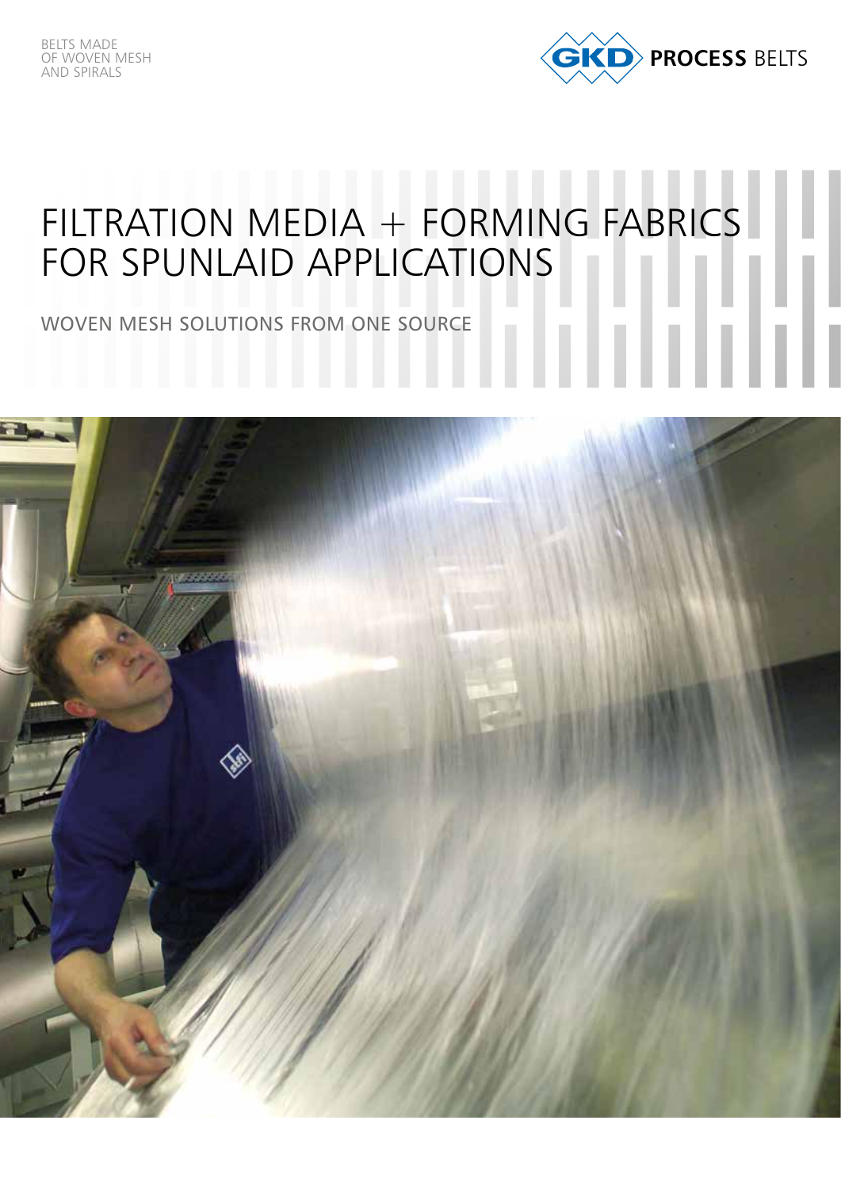BELTS MADE
OF WOVEN MESH
AND SPIRALS

GKD PROCESS BELTS

# FILTRATION MEDIA + FORMING FABRICS FOR SPUNLAID APPLICATIONS

## WOVEN MESH SOLUTIONS FROM ONE SOURCE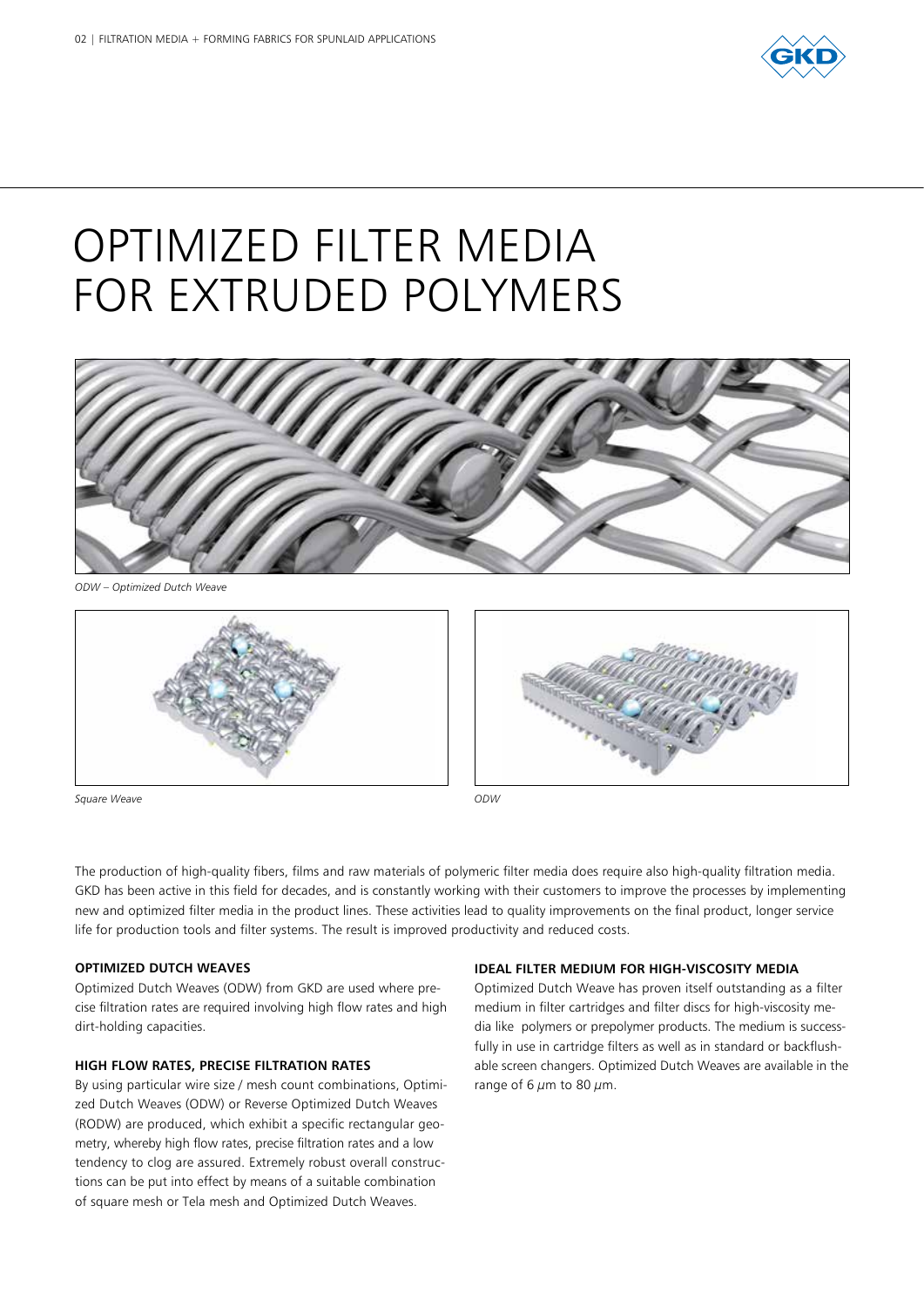# OPTIMIZED FILTER MEDIA FOR EXTRUDED POLYMERS

*ODW – Optimized Dutch Weave*

*Square Weave*

*ODW*

The production of high-quality fibers, films and raw materials of polymeric filter media does require also high-quality filtration media. GKD has been active in this field for decades, and is constantly working with their customers to improve the processes by implementing new and optimized filter media in the product lines. These activities lead to quality improvements on the final product, longer service life for production tools and filter systems. The result is improved productivity and reduced costs.

**OPTIMIZED DUTCH WEAVES**

Optimized Dutch Weaves (ODW) from GKD are used where precise filtration rates are required involving high flow rates and high dirt-holding capacities.

**HIGH FLOW RATES, PRECISE FILTRATION RATES**

By using particular wire size / mesh count combinations, Optimized Dutch Weaves (ODW) or Reverse Optimized Dutch Weaves (RODW) are produced, which exhibit a specific rectangular geometry, whereby high flow rates, precise filtration rates and a low tendency to clog are assured. Extremely robust overall constructions can be put into effect by means of a suitable combination of square mesh or Tela mesh and Optimized Dutch Weaves.

**IDEAL FILTER MEDIUM FOR HIGH-VISCOSITY MEDIA**

Optimized Dutch Weave has proven itself outstanding as a filter medium in filter cartridges and filter discs for high-viscosity media like polymers or prepolymer products. The medium is successfully in use in cartridge filters as well as in standard or backflushable screen changers. Optimized Dutch Weaves are available in the range of 6 $\mu$m to 80 $\mu$m.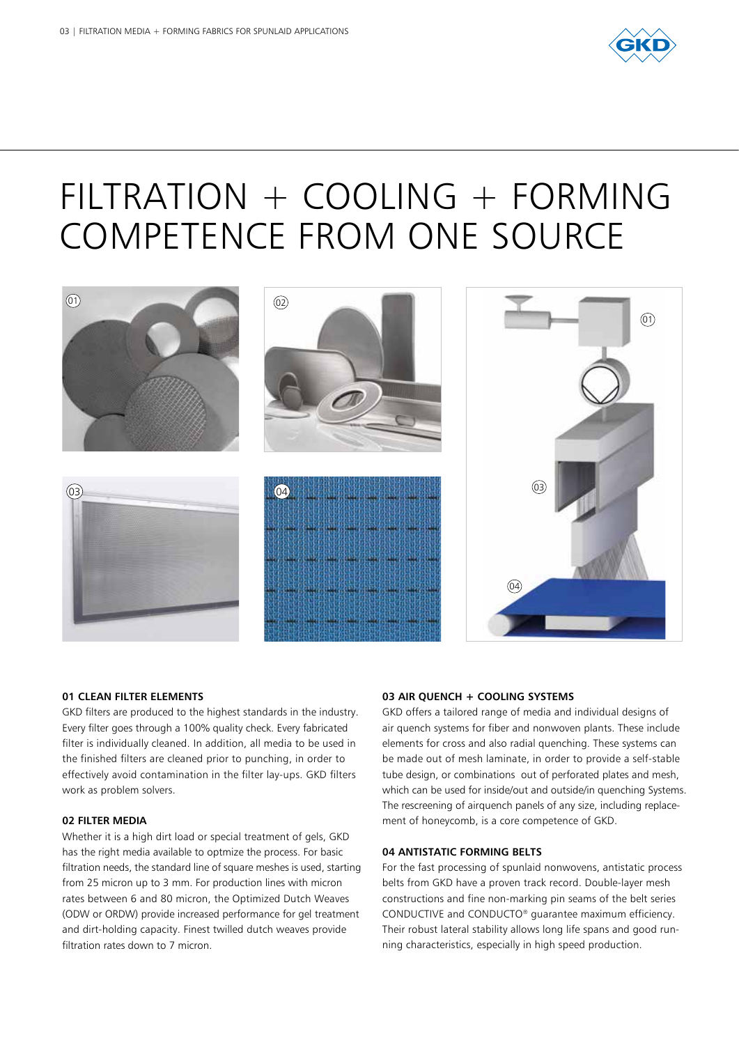# FILTRATION + COOLING + FORMING COMPETENCE FROM ONE SOURCE

**01 CLEAN FILTER ELEMENTS**

GKD filters are produced to the highest standards in the industry. Every filter goes through a 100% quality check. Every fabricated filter is individually cleaned. In addition, all media to be used in the finished filters are cleaned prior to punching, in order to effectively avoid contamination in the filter lay-ups. GKD filters work as problem solvers.

**02 FILTER MEDIA**

Whether it is a high dirt load or special treatment of gels, GKD has the right media available to optmize the process. For basic filtration needs, the standard line of square meshes is used, starting from 25 micron up to 3 mm. For production lines with micron rates between 6 and 80 micron, the Optimized Dutch Weaves (ODW or ORDW) provide increased performance for gel treatment and dirt-holding capacity. Finest twilled dutch weaves provide filtration rates down to 7 micron.

**03 AIR QUENCH + COOLING SYSTEMS**

GKD offers a tailored range of media and individual designs of air quench systems for fiber and nonwoven plants. These include elements for cross and also radial quenching. These systems can be made out of mesh laminate, in order to provide a self-stable tube design, or combinations out of perforated plates and mesh, which can be used for inside/out and outside/in quenching Systems. The rescreening of airquench panels of any size, including replacement of honeycomb, is a core competence of GKD.

**04 ANTISTATIC FORMING BELTS**

For the fast processing of spunlaid nonwovens, antistatic process belts from GKD have a proven track record. Double-layer mesh constructions and fine non-marking pin seams of the belt series CONDUCTIVE and CONDUCTO® guarantee maximum efficiency. Their robust lateral stability allows long life spans and good running characteristics, especially in high speed production.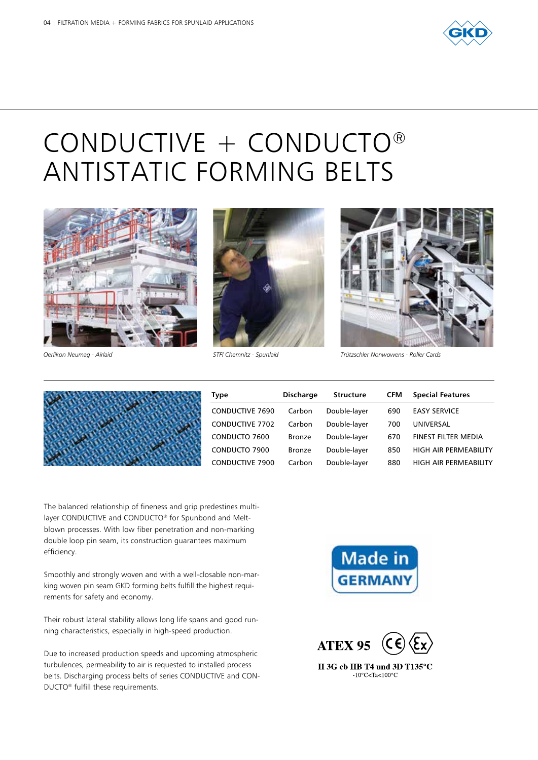# CONDUCTIVE + CONDUCTO® ANTISTATIC FORMING BELTS

*Oerlikon Neumag - Airlaid*

*STFI Chemnitz - Spunlaid*

*Trützschler Nonwowens - Roller Cards*

| Type | Discharge | Structure | CFM | Special Features |
|---|---|---|---|---|
| CONDUCTIVE 7690 | Carbon | Double-layer | 690 | EASY SERVICE |
| CONDUCTIVE 7702 | Carbon | Double-layer | 700 | UNIVERSAL |
| CONDUCTO 7600 | Bronze | Double-layer | 670 | FINEST FILTER MEDIA |
| CONDUCTO 7900 | Bronze | Double-layer | 850 | HIGH AIR PERMEABILITY |
| CONDUCTIVE 7900 | Carbon | Double-layer | 880 | HIGH AIR PERMEABILITY |

The balanced relationship of fineness and grip predestines multi-layer CONDUCTIVE and CONDUCTO® for Spunbond and Melt-blown processes. With low fiber penetration and non-marking double loop pin seam, its construction guarantees maximum efficiency.

Smoothly and strongly woven and with a well-closable non-marking woven pin seam GKD forming belts fulfill the highest requirements for safety and economy.

Their robust lateral stability allows long life spans and good running characteristics, especially in high-speed production.

Due to increased production speeds and upcoming atmospheric turbulences, permeability to air is requested to installed process belts. Discharging process belts of series CONDUCTIVE and CONDUCTO® fulfill these requirements.

Made in GERMANY

ATEX 95

II 3G cb IIB T4 und 3D T135°C
-10°C<Ta<100°C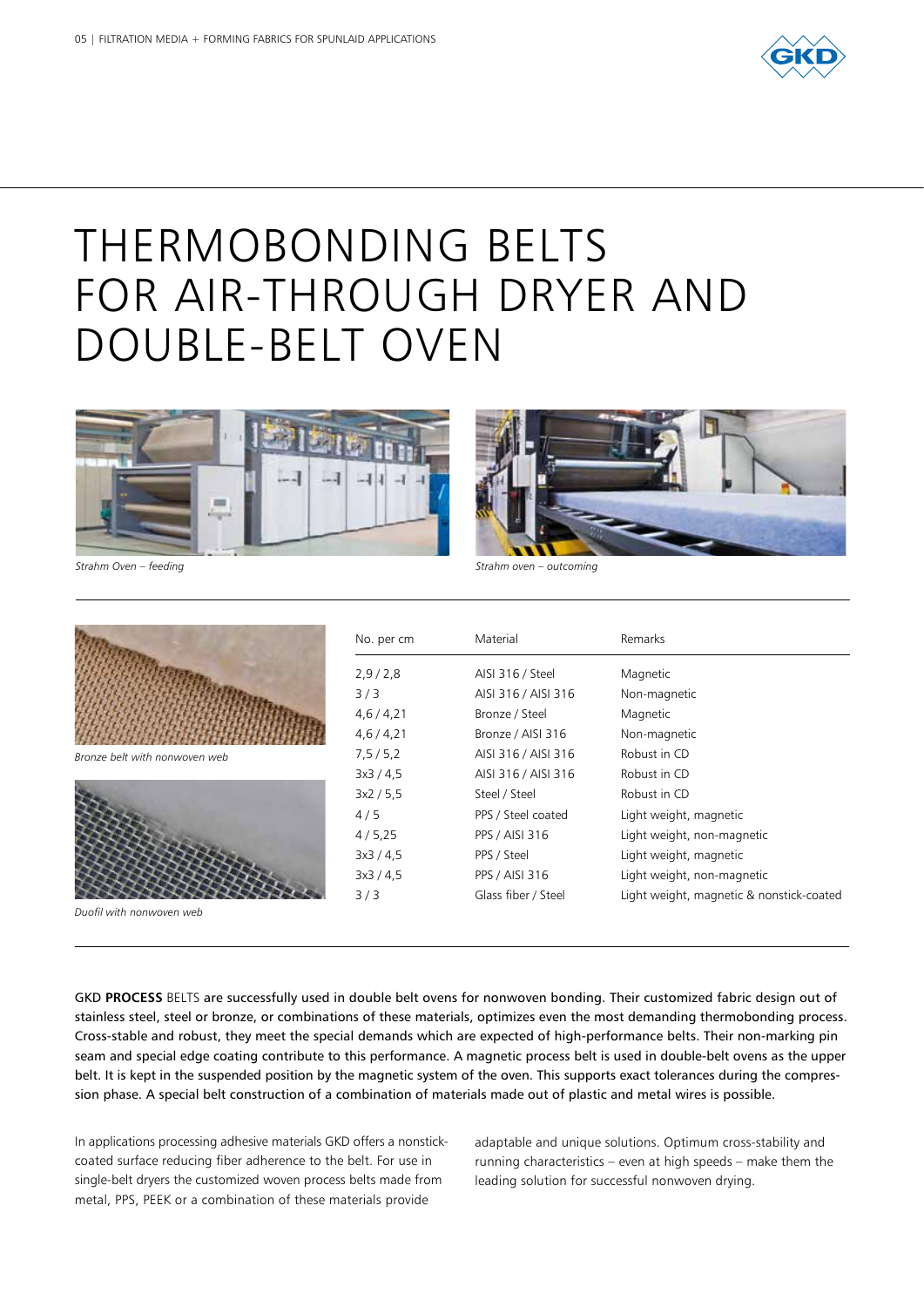# THERMOBONDING BELTS FOR AIR-THROUGH DRYER AND DOUBLE-BELT OVEN

*Strahm Oven – feeding*

*Strahm oven – outcoming*

*Bronze belt with nonwoven web*

*Duofil with nonwoven web*

| No. per cm | Material | Remarks |
|---|---|---|
| 2,9 / 2,8 | AISI 316 / Steel | Magnetic |
| 3 / 3 | AISI 316 / AISI 316 | Non-magnetic |
| 4,6 / 4,21 | Bronze / Steel | Magnetic |
| 4,6 / 4,21 | Bronze / AISI 316 | Non-magnetic |
| 7,5 / 5,2 | AISI 316 / AISI 316 | Robust in CD |
| 3x3 / 4,5 | AISI 316 / AISI 316 | Robust in CD |
| 3x2 / 5,5 | Steel / Steel | Robust in CD |
| 4 / 5 | PPS / Steel coated | Light weight, magnetic |
| 4 / 5,25 | PPS / AISI 316 | Light weight, non-magnetic |
| 3x3 / 4,5 | PPS / Steel | Light weight, magnetic |
| 3x3 / 4,5 | PPS / AISI 316 | Light weight, non-magnetic |
| 3 / 3 | Glass fiber / Steel | Light weight, magnetic & nonstick-coated |

GKD **PROCESS** BELTS are successfully used in double belt ovens for nonwoven bonding. Their customized fabric design out of stainless steel, steel or bronze, or combinations of these materials, optimizes even the most demanding thermobonding process. Cross-stable and robust, they meet the special demands which are expected of high-performance belts. Their non-marking pin seam and special edge coating contribute to this performance. A magnetic process belt is used in double-belt ovens as the upper belt. It is kept in the suspended position by the magnetic system of the oven. This supports exact tolerances during the compression phase. A special belt construction of a combination of materials made out of plastic and metal wires is possible.

In applications processing adhesive materials GKD offers a nonstick-coated surface reducing fiber adherence to the belt. For use in single-belt dryers the customized woven process belts made from metal, PPS, PEEK or a combination of these materials provide adaptable and unique solutions. Optimum cross-stability and running characteristics – even at high speeds – make them the leading solution for successful nonwoven drying.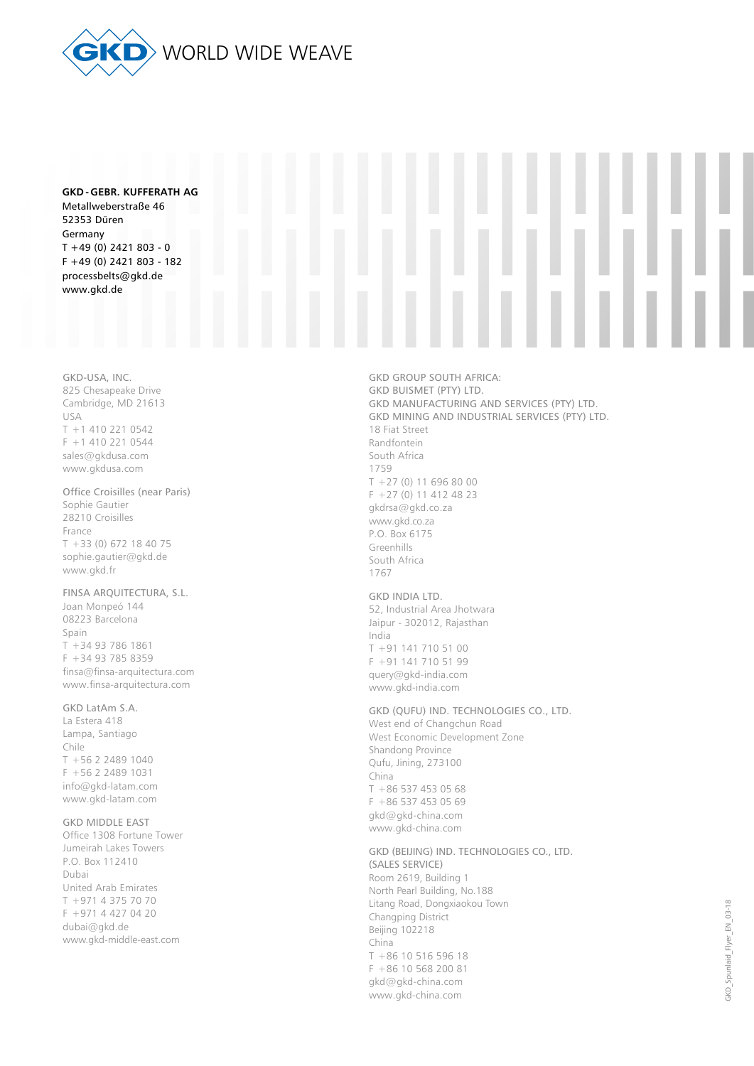GKD WORLD WIDE WEAVE

**GKD - GEBR. KUFFERATH AG**
Metallweberstraße 46
52353 Düren
Germany
T +49 (0) 2421 803 - 0
F +49 (0) 2421 803 - 182
processbelts@gkd.de
www.gkd.de

GKD-USA, INC.
825 Chesapeake Drive
Cambridge, MD 21613
USA
T +1 410 221 0542
F +1 410 221 0544
sales@gkdusa.com
www.gkdusa.com

Office Croisilles (near Paris)
Sophie Gautier
28210 Croisilles
France
T +33 (0) 672 18 40 75
sophie.gautier@gkd.de
www.gkd.fr

FINSA ARQUITECTURA, S.L.
Joan Monpeó 144
08223 Barcelona
Spain
T +34 93 786 1861
F +34 93 785 8359
finsa@finsa-arquitectura.com
www.finsa-arquitectura.com

GKD LatAm S.A.
La Estera 418
Lampa, Santiago
Chile
T +56 2 2489 1040
F +56 2 2489 1031
info@gkd-latam.com
www.gkd-latam.com

GKD MIDDLE EAST
Office 1308 Fortune Tower
Jumeirah Lakes Towers
P.O. Box 112410
Dubai
United Arab Emirates
T +971 4 375 70 70
F +971 4 427 04 20
dubai@gkd.de
www.gkd-middle-east.com

GKD GROUP SOUTH AFRICA:
GKD BUISMET (PTY) LTD.
GKD MANUFACTURING AND SERVICES (PTY) LTD.
GKD MINING AND INDUSTRIAL SERVICES (PTY) LTD.
18 Fiat Street
Randfontein
South Africa
1759
T +27 (0) 11 696 80 00
F +27 (0) 11 412 48 23
gkdrsa@gkd.co.za
www.gkd.co.za
P.O. Box 6175
Greenhills
South Africa
1767

GKD INDIA LTD.
52, Industrial Area Jhotwara
Jaipur - 302012, Rajasthan
India
T +91 141 710 51 00
F +91 141 710 51 99
query@gkd-india.com
www.gkd-india.com

GKD (QUFU) IND. TECHNOLOGIES CO., LTD.
West end of Changchun Road
West Economic Development Zone
Shandong Province
Qufu, Jining, 273100
China
T +86 537 453 05 68
F +86 537 453 05 69
gkd@gkd-china.com
www.gkd-china.com

GKD (BEIJING) IND. TECHNOLOGIES CO., LTD.
(SALES SERVICE)
Room 2619, Building 1
North Pearl Building, No.188
Litang Road, Dongxiaokou Town
Changping District
Beijing 102218
China
T +86 10 516 596 18
F +86 10 568 200 81
gkd@gkd-china.com
www.gkd-china.com

GKD_Spunlaid_Flyer_EN_03-18